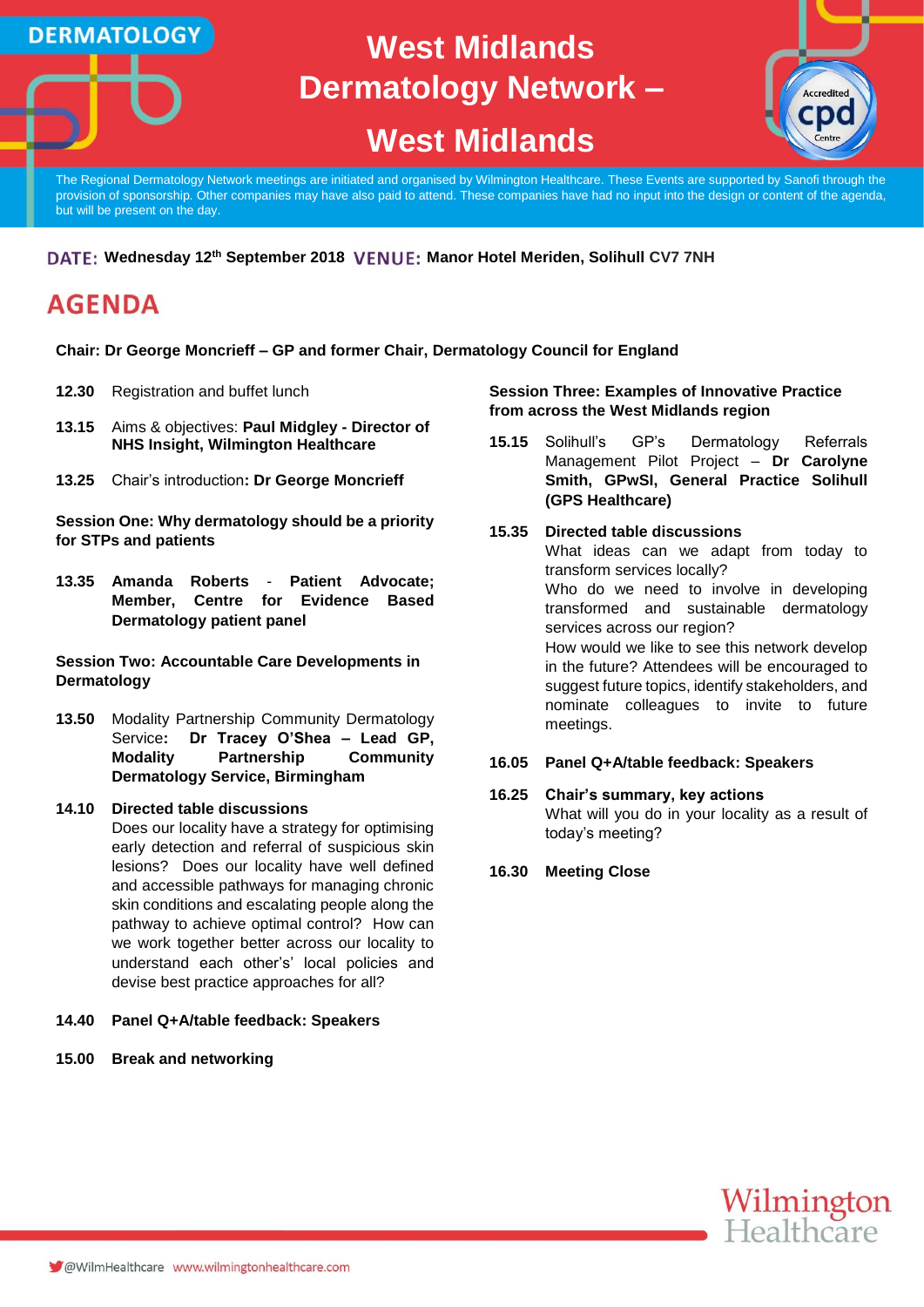DERMATOLOGY

# West Midlands Dermatology Network – West Midlands

The Regional Dermatology Network meetings are initiated and organised by Wilmington Healthcare. These Events are supported by Sanofi through the provision of sponsorship. Other companies may have also paid to attend. These companies have had no input into the design or content of the agenda, but will be present on the day.

**DATE:** **Wednesday 12th September 2018** **VENUE:** **Manor Hotel Meriden, Solihull CV7 7NH**

## AGENDA

**Chair: Dr George Moncrieff – GP and former Chair, Dermatology Council for England**

**12.30** Registration and buffet lunch

**13.15** Aims & objectives: **Paul Midgley - Director of NHS Insight, Wilmington Healthcare**

**13.25** Chair's introduction**: Dr George Moncrieff**

**Session One: Why dermatology should be a priority for STPs and patients**

**13.35** **Amanda Roberts - Patient Advocate; Member, Centre for Evidence Based Dermatology patient panel**

**Session Two: Accountable Care Developments in Dermatology**

**13.50** Modality Partnership Community Dermatology Service**: Dr Tracey O'Shea – Lead GP, Modality Partnership Community Dermatology Service, Birmingham**

**14.10** **Directed table discussions**
Does our locality have a strategy for optimising early detection and referral of suspicious skin lesions? Does our locality have well defined and accessible pathways for managing chronic skin conditions and escalating people along the pathway to achieve optimal control? How can we work together better across our locality to understand each other's' local policies and devise best practice approaches for all?

**14.40** **Panel Q+A/table feedback: Speakers**

**15.00** **Break and networking**

**Session Three: Examples of Innovative Practice from across the West Midlands region**

**15.15** Solihull's GP's Dermatology Referrals Management Pilot Project – **Dr Carolyne Smith, GPwSI, General Practice Solihull (GPS Healthcare)**

**15.35** **Directed table discussions**
What ideas can we adapt from today to transform services locally?
Who do we need to involve in developing transformed and sustainable dermatology services across our region?
How would we like to see this network develop in the future? Attendees will be encouraged to suggest future topics, identify stakeholders, and nominate colleagues to invite to future meetings.

**16.05** **Panel Q+A/table feedback: Speakers**

**16.25** **Chair's summary, key actions**
What will you do in your locality as a result of today's meeting?

**16.30** **Meeting Close**

Wilmington Healthcare

@WilmHealthcare www.wilmingtonhealthcare.com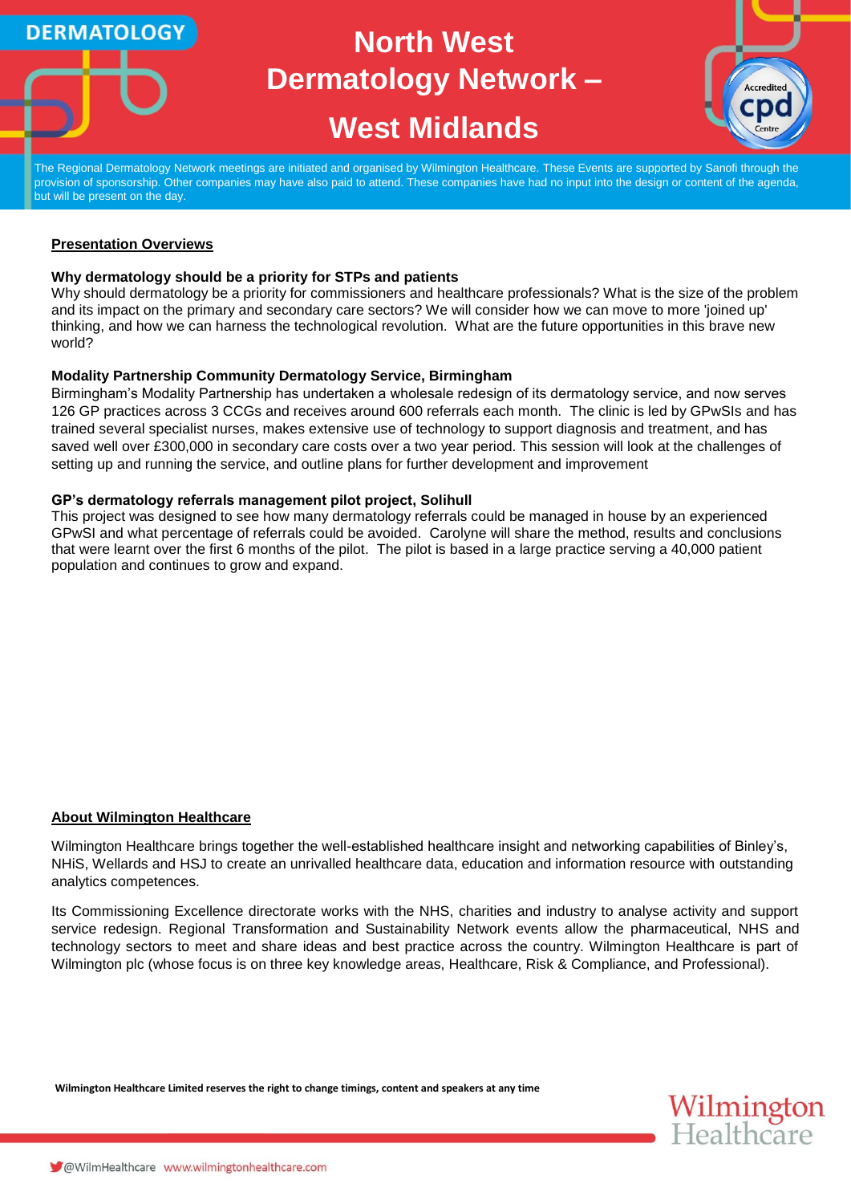DERMATOLOGY

# North West Dermatology Network – West Midlands

The Regional Dermatology Network meetings are initiated and organised by Wilmington Healthcare. These Events are supported by Sanofi through the provision of sponsorship. Other companies may have also paid to attend. These companies have had no input into the design or content of the agenda, but will be present on the day.

## Presentation Overviews

### Why dermatology should be a priority for STPs and patients

Why should dermatology be a priority for commissioners and healthcare professionals? What is the size of the problem and its impact on the primary and secondary care sectors? We will consider how we can move to more 'joined up' thinking, and how we can harness the technological revolution. What are the future opportunities in this brave new world?

### Modality Partnership Community Dermatology Service, Birmingham

Birmingham's Modality Partnership has undertaken a wholesale redesign of its dermatology service, and now serves 126 GP practices across 3 CCGs and receives around 600 referrals each month. The clinic is led by GPwSIs and has trained several specialist nurses, makes extensive use of technology to support diagnosis and treatment, and has saved well over £300,000 in secondary care costs over a two year period. This session will look at the challenges of setting up and running the service, and outline plans for further development and improvement

### GP's dermatology referrals management pilot project, Solihull

This project was designed to see how many dermatology referrals could be managed in house by an experienced GPwSI and what percentage of referrals could be avoided. Carolyne will share the method, results and conclusions that were learnt over the first 6 months of the pilot. The pilot is based in a large practice serving a 40,000 patient population and continues to grow and expand.

## About Wilmington Healthcare

Wilmington Healthcare brings together the well-established healthcare insight and networking capabilities of Binley's, NHiS, Wellards and HSJ to create an unrivalled healthcare data, education and information resource with outstanding analytics competences.

Its Commissioning Excellence directorate works with the NHS, charities and industry to analyse activity and support service redesign. Regional Transformation and Sustainability Network events allow the pharmaceutical, NHS and technology sectors to meet and share ideas and best practice across the country. Wilmington Healthcare is part of Wilmington plc (whose focus is on three key knowledge areas, Healthcare, Risk & Compliance, and Professional).

**Wilmington Healthcare Limited reserves the right to change timings, content and speakers at any time**

@WilmHealthcare www.wilmingtonhealthcare.com